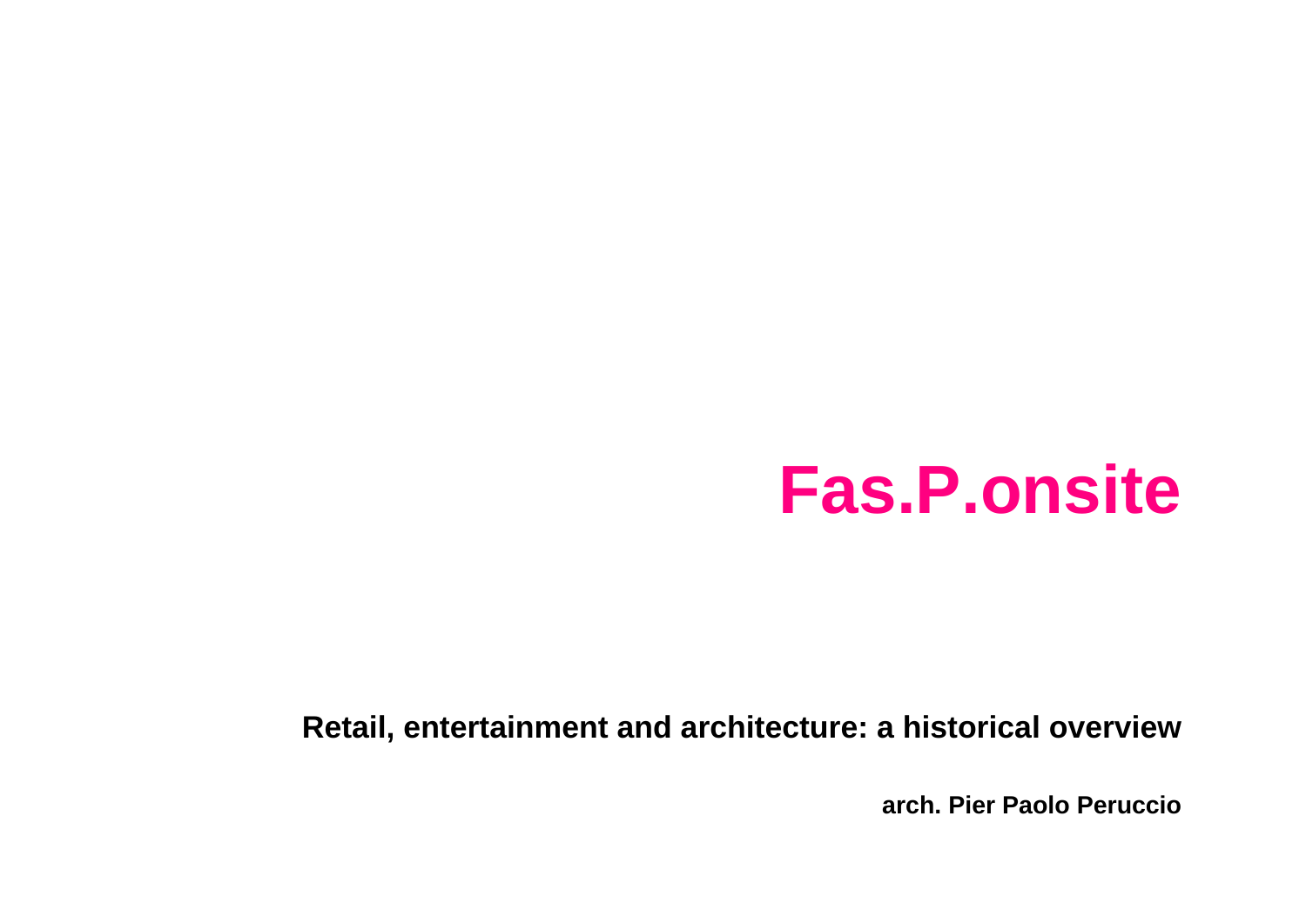# Fas.P.onsite

**Retail, entertainment and architecture: a historical overview**

**arch. Pier Paolo Peruccio**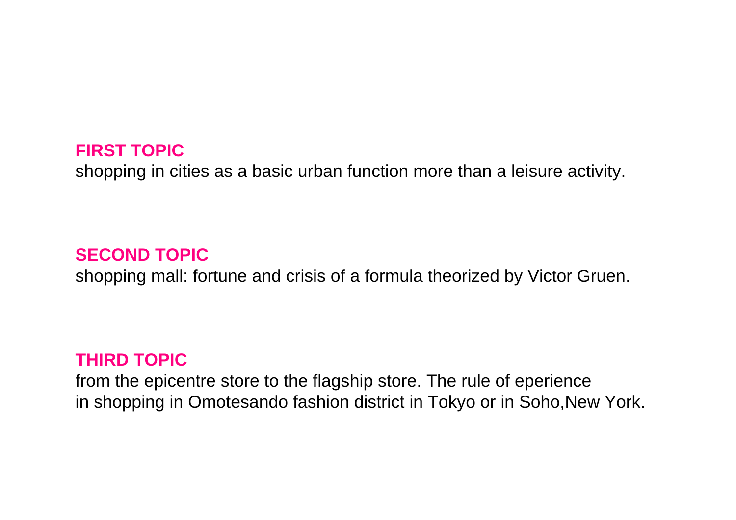## FIRST TOPIC

shopping in cities as a basic urban function more than a leisure activity.

## SECOND TOPIC

shopping mall: fortune and crisis of a formula theorized by Victor Gruen.

## THIRD TOPIC

from the epicentre store to the flagship store. The rule of eperience
in shopping in Omotesando fashion district in Tokyo or in Soho,New York.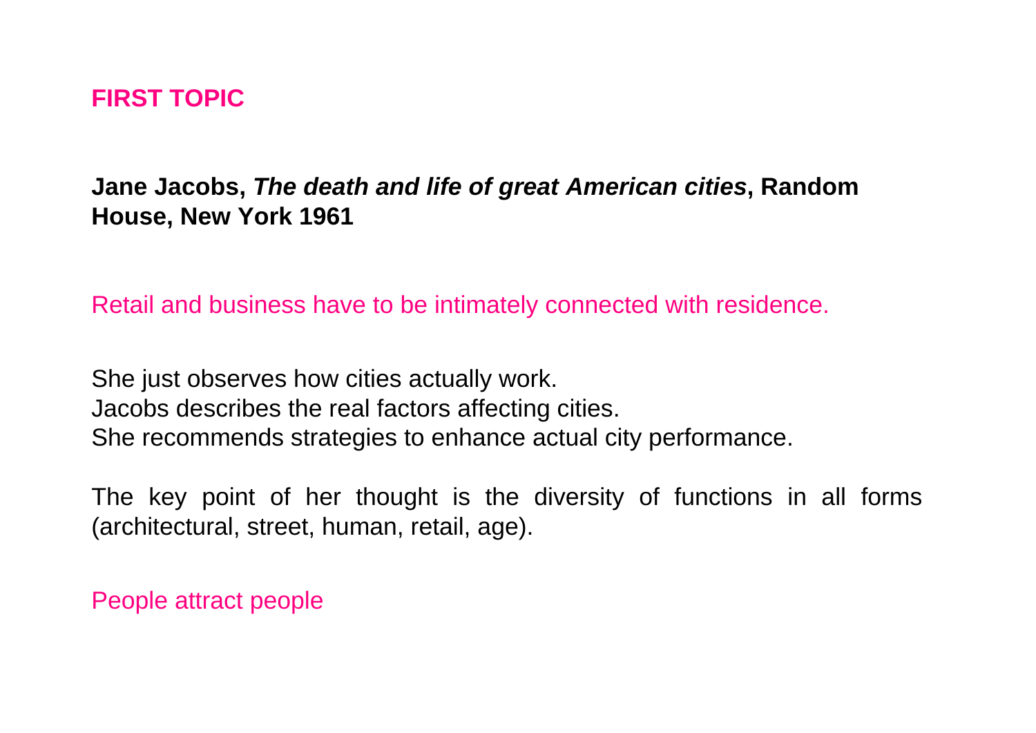## FIRST TOPIC

**Jane Jacobs, *The death and life of great American cities*, Random House, New York 1961**

Retail and business have to be intimately connected with residence.

She just observes how cities actually work.
Jacobs describes the real factors affecting cities.
She recommends strategies to enhance actual city performance.

The key point of her thought is the diversity of functions in all forms (architectural, street, human, retail, age).

People attract people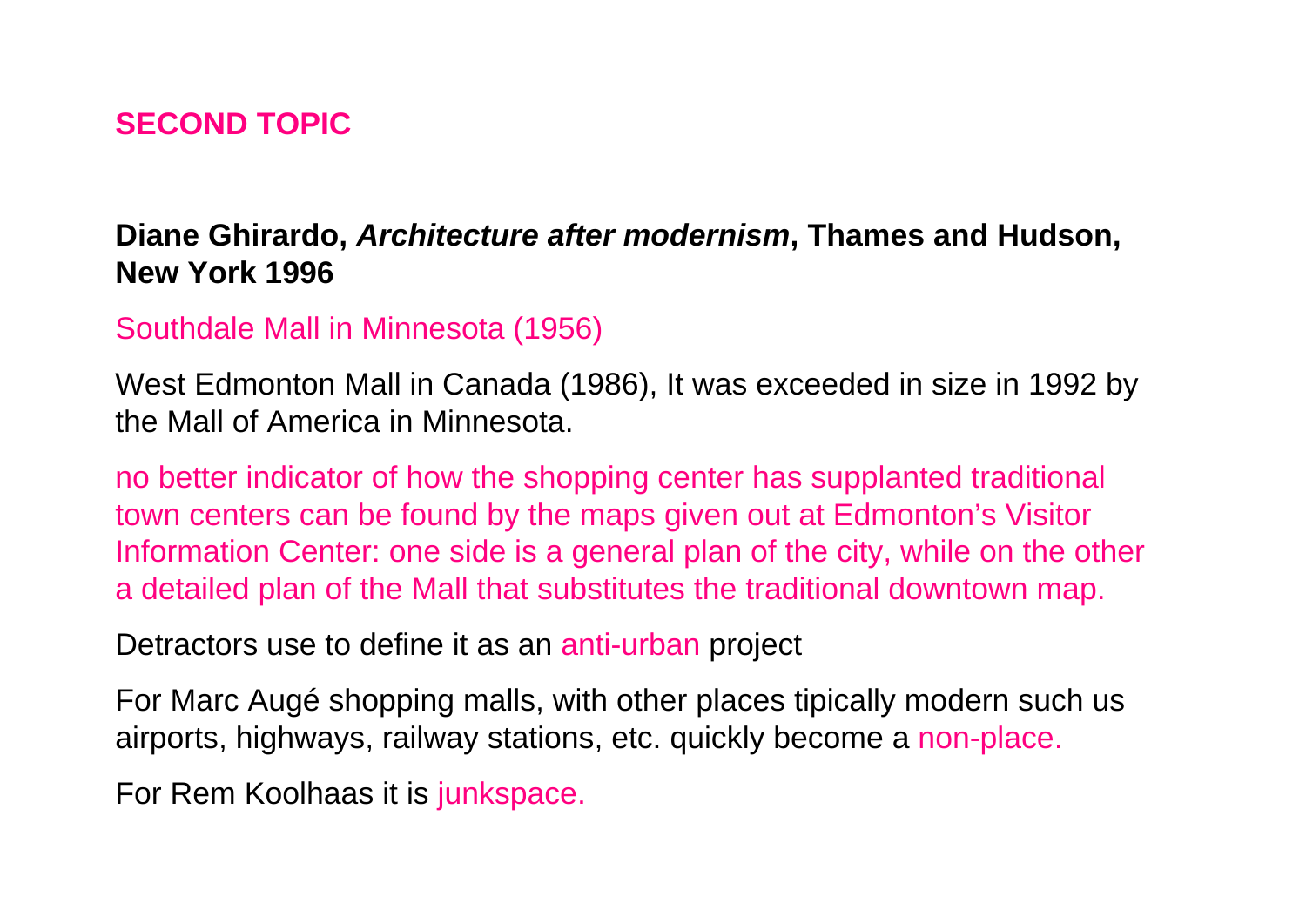## SECOND TOPIC

**Diane Ghirardo, *Architecture after modernism*, Thames and Hudson, New York 1996**

Southdale Mall in Minnesota (1956)

West Edmonton Mall in Canada (1986), It was exceeded in size in 1992 by the Mall of America in Minnesota.

no better indicator of how the shopping center has supplanted traditional town centers can be found by the maps given out at Edmonton's Visitor Information Center: one side is a general plan of the city, while on the other a detailed plan of the Mall that substitutes the traditional downtown map.

Detractors use to define it as an anti-urban project

For Marc Augé shopping malls, with other places tipically modern such us airports, highways, railway stations, etc. quickly become a non-place.

For Rem Koolhaas it is junkspace.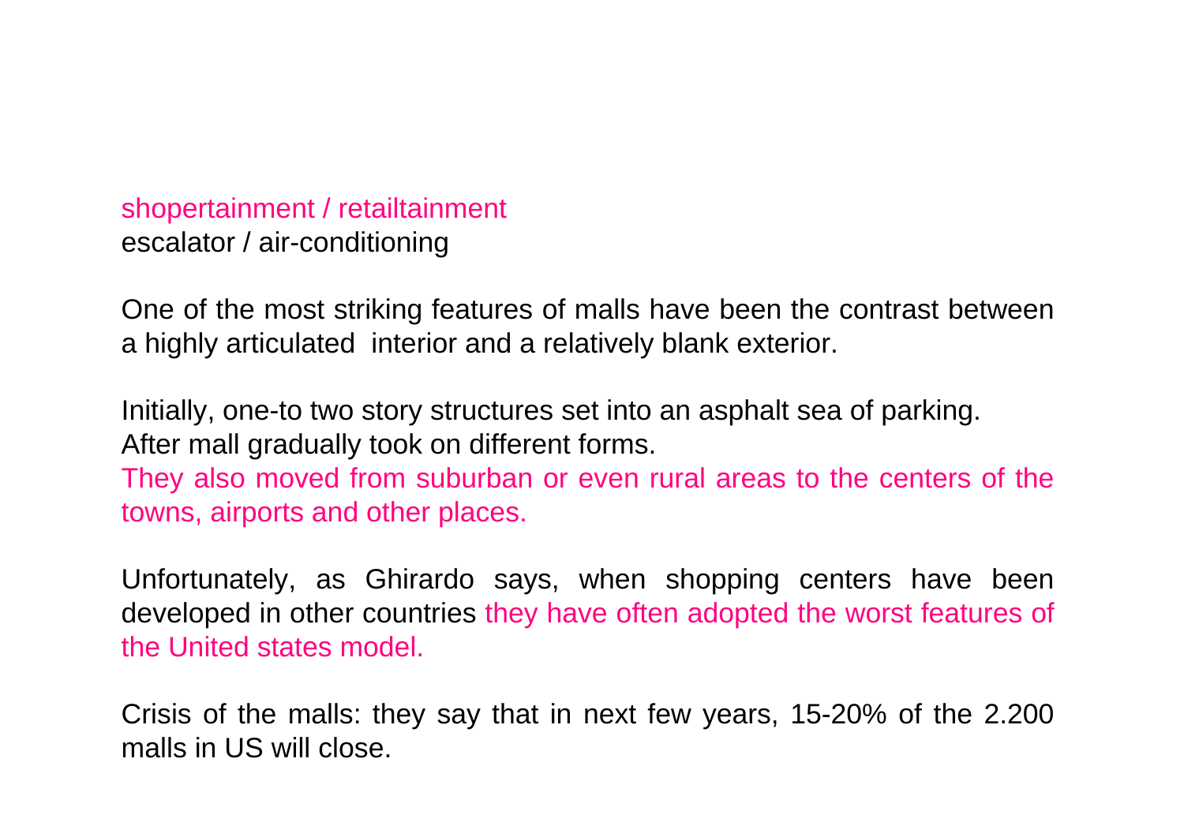shopertainment / retailtainment
escalator / air-conditioning

One of the most striking features of malls have been the contrast between a highly articulated interior and a relatively blank exterior.

Initially, one-to two story structures set into an asphalt sea of parking.
After mall gradually took on different forms.
They also moved from suburban or even rural areas to the centers of the towns, airports and other places.

Unfortunately, as Ghirardo says, when shopping centers have been developed in other countries they have often adopted the worst features of the United states model.

Crisis of the malls: they say that in next few years, 15-20% of the 2.200 malls in US will close.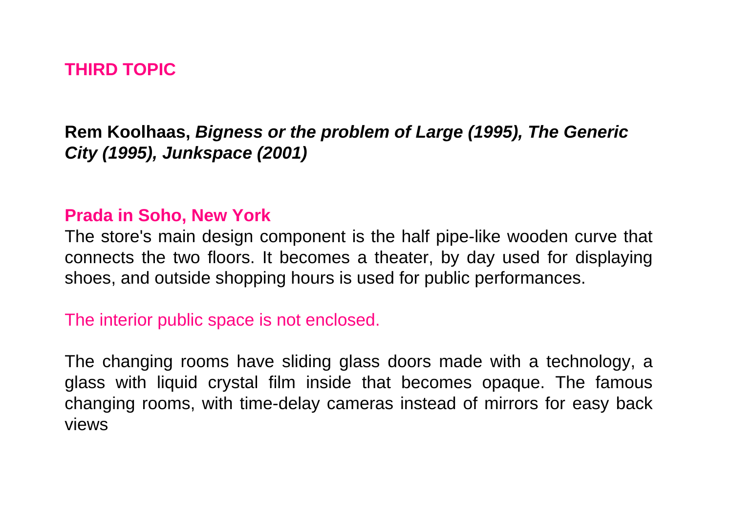## THIRD TOPIC

**Rem Koolhaas, *Bigness or the problem of Large (1995), The Generic City (1995), Junkspace (2001)***

### Prada in Soho, New York

The store's main design component is the half pipe-like wooden curve that connects the two floors. It becomes a theater, by day used for displaying shoes, and outside shopping hours is used for public performances.

The interior public space is not enclosed.

The changing rooms have sliding glass doors made with a technology, a glass with liquid crystal film inside that becomes opaque. The famous changing rooms, with time-delay cameras instead of mirrors for easy back views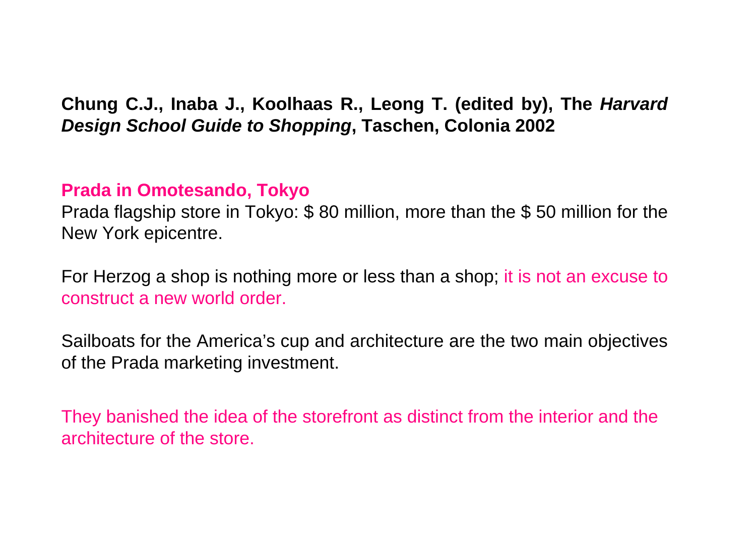**Chung C.J., Inaba J., Koolhaas R., Leong T. (edited by), The *Harvard Design School Guide to Shopping*, Taschen, Colonia 2002**

**Prada in Omotesando, Tokyo**

Prada flagship store in Tokyo: $ 80 million, more than the $ 50 million for the New York epicentre.

For Herzog a shop is nothing more or less than a shop; it is not an excuse to construct a new world order.

Sailboats for the America's cup and architecture are the two main objectives of the Prada marketing investment.

They banished the idea of the storefront as distinct from the interior and the architecture of the store.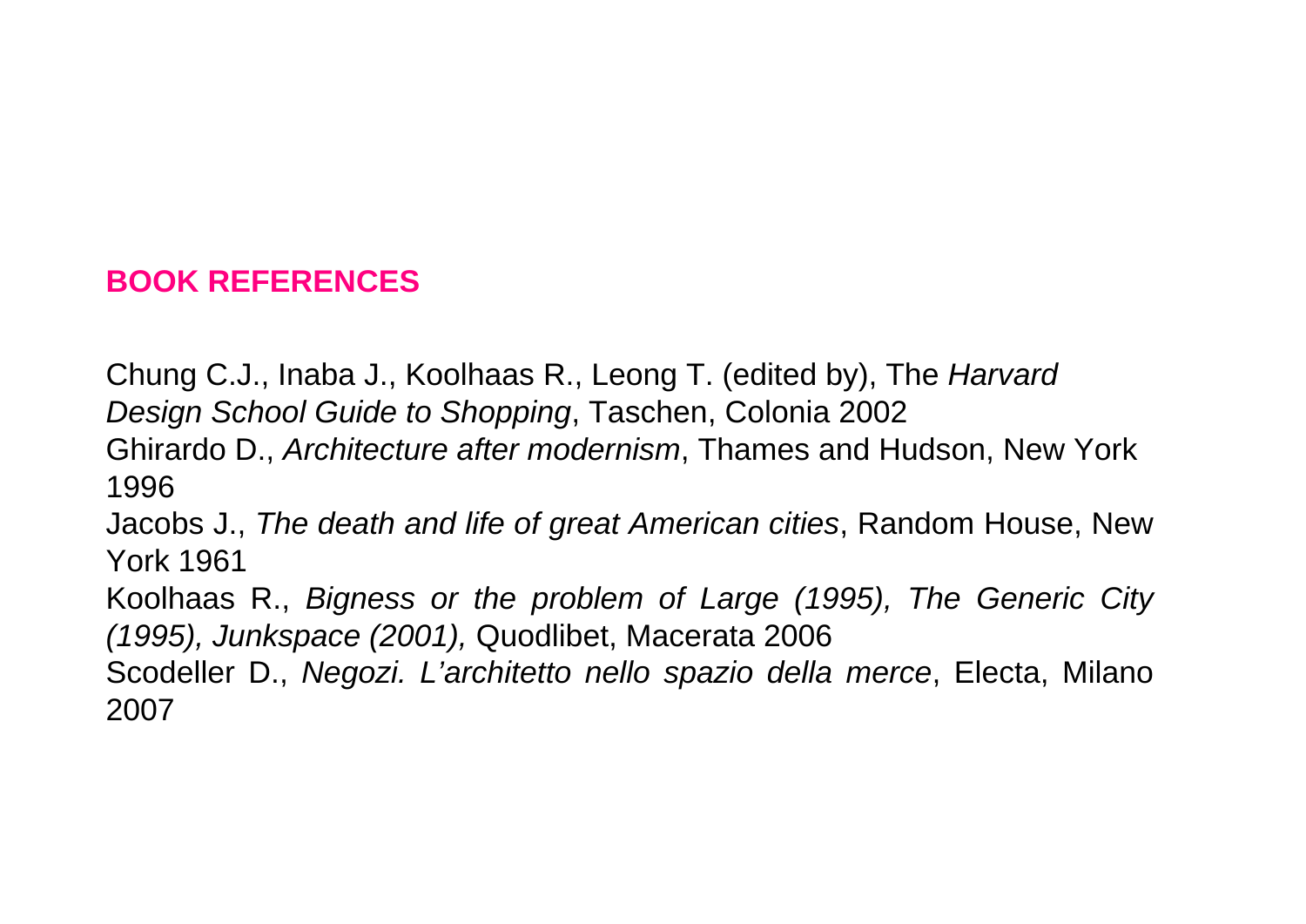## BOOK REFERENCES

Chung C.J., Inaba J., Koolhaas R., Leong T. (edited by), The *Harvard Design School Guide to Shopping*, Taschen, Colonia 2002

Ghirardo D., *Architecture after modernism*, Thames and Hudson, New York 1996

Jacobs J., *The death and life of great American cities*, Random House, New York 1961

Koolhaas R., *Bigness or the problem of Large (1995), The Generic City (1995), Junkspace (2001),* Quodlibet, Macerata 2006

Scodeller D., *Negozi. L'architetto nello spazio della merce*, Electa, Milano 2007